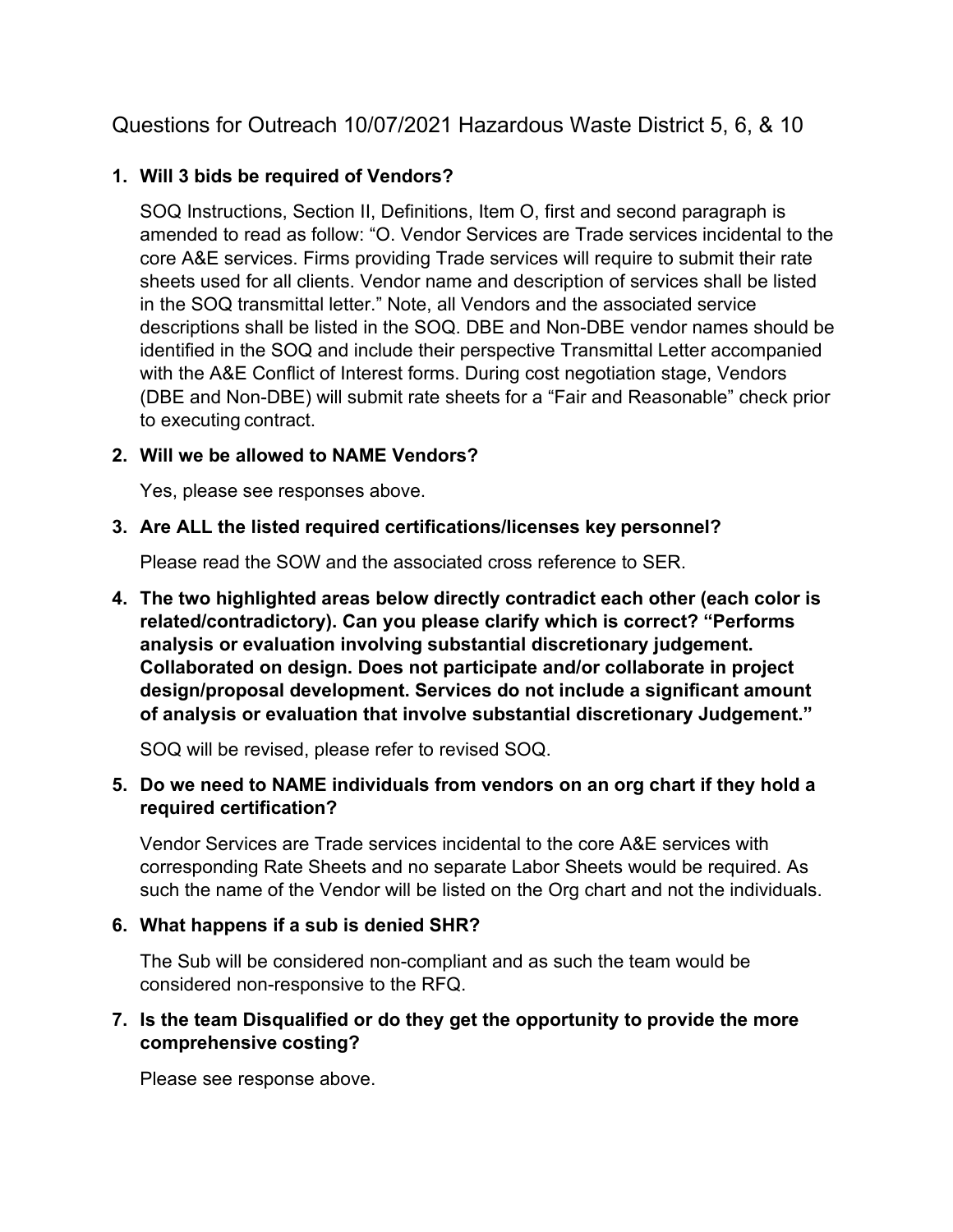# Questions for Outreach 10/07/2021 Hazardous Waste District 5, 6, & 10

1. **Will 3 bids be required of Vendors?**

   SOQ Instructions, Section II, Definitions, Item O, first and second paragraph is amended to read as follow: "O. Vendor Services are Trade services incidental to the core A&E services. Firms providing Trade services will require to submit their rate sheets used for all clients. Vendor name and description of services shall be listed in the SOQ transmittal letter." Note, all Vendors and the associated service descriptions shall be listed in the SOQ. DBE and Non-DBE vendor names should be identified in the SOQ and include their perspective Transmittal Letter accompanied with the A&E Conflict of Interest forms. During cost negotiation stage, Vendors (DBE and Non-DBE) will submit rate sheets for a "Fair and Reasonable" check prior to executing contract.

2. **Will we be allowed to NAME Vendors?**

   Yes, please see responses above.

3. **Are ALL the listed required certifications/licenses key personnel?**

   Please read the SOW and the associated cross reference to SER.

4. **The two highlighted areas below directly contradict each other (each color is related/contradictory). Can you please clarify which is correct? "Performs analysis or evaluation involving substantial discretionary judgement. Collaborated on design. Does not participate and/or collaborate in project design/proposal development. Services do not include a significant amount of analysis or evaluation that involve substantial discretionary Judgement."**

   SOQ will be revised, please refer to revised SOQ.

5. **Do we need to NAME individuals from vendors on an org chart if they hold a required certification?**

   Vendor Services are Trade services incidental to the core A&E services with corresponding Rate Sheets and no separate Labor Sheets would be required. As such the name of the Vendor will be listed on the Org chart and not the individuals.

6. **What happens if a sub is denied SHR?**

   The Sub will be considered non-compliant and as such the team would be considered non-responsive to the RFQ.

7. **Is the team Disqualified or do they get the opportunity to provide the more comprehensive costing?**

   Please see response above.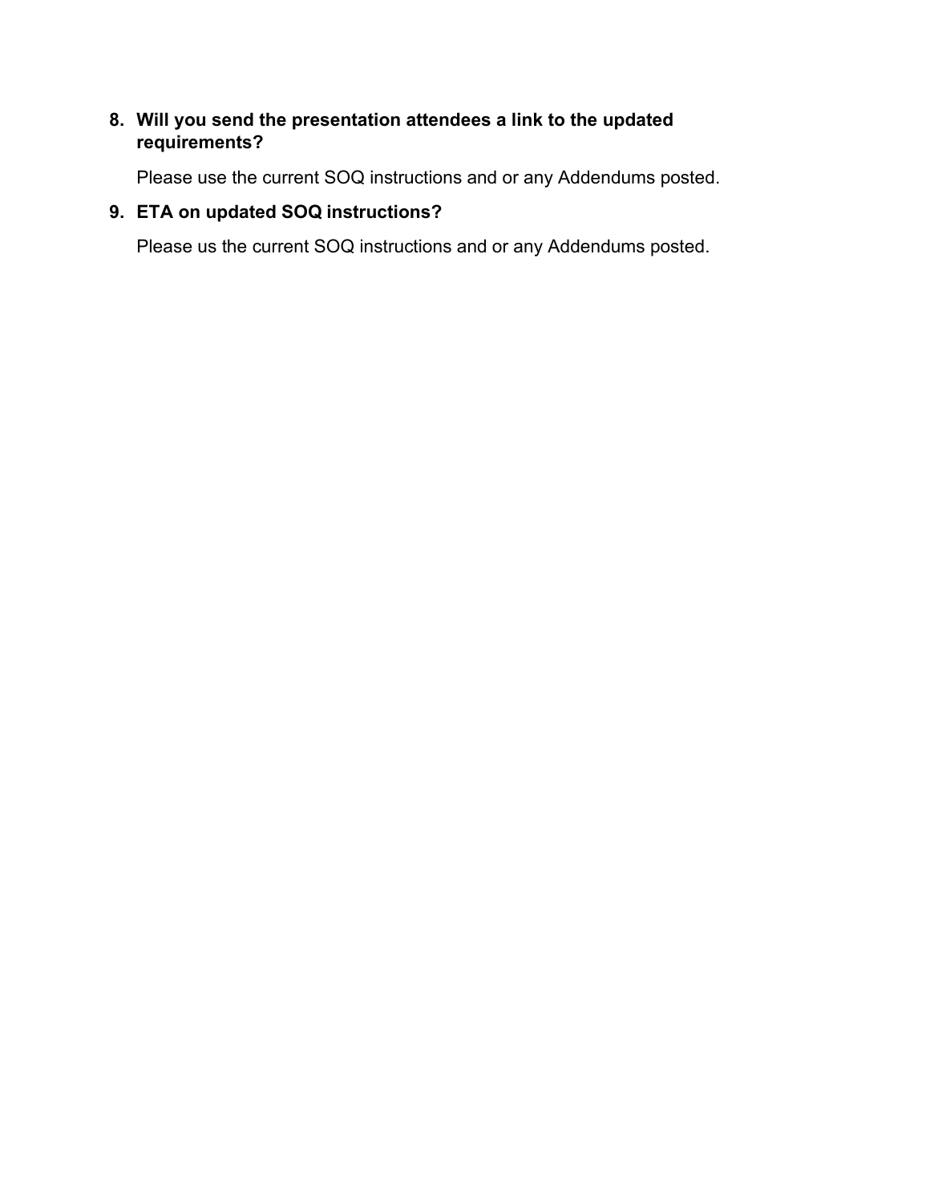8. **Will you send the presentation attendees a link to the updated requirements?**

   Please use the current SOQ instructions and or any Addendums posted.

9. **ETA on updated SOQ instructions?**

   Please us the current SOQ instructions and or any Addendums posted.